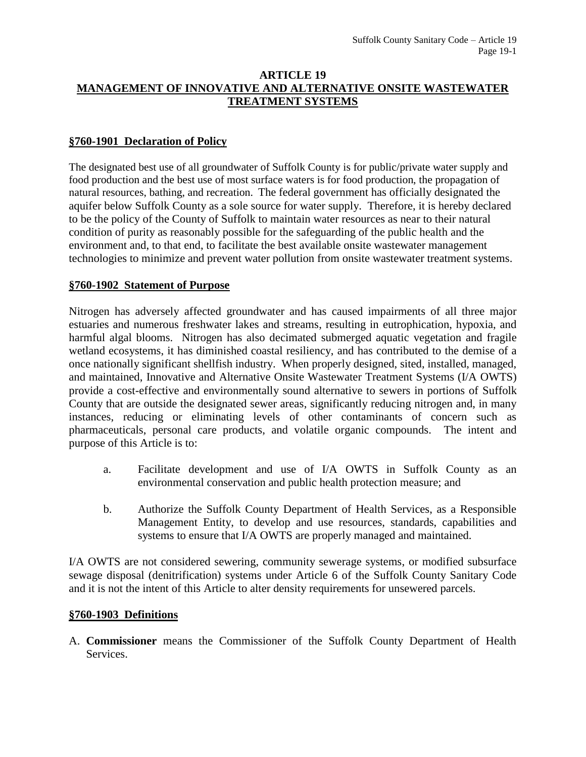# ARTICLE 19
# MANAGEMENT OF INNOVATIVE AND ALTERNATIVE ONSITE WASTEWATER TREATMENT SYSTEMS

## §760-1901 Declaration of Policy

The designated best use of all groundwater of Suffolk County is for public/private water supply and food production and the best use of most surface waters is for food production, the propagation of natural resources, bathing, and recreation. The federal government has officially designated the aquifer below Suffolk County as a sole source for water supply. Therefore, it is hereby declared to be the policy of the County of Suffolk to maintain water resources as near to their natural condition of purity as reasonably possible for the safeguarding of the public health and the environment and, to that end, to facilitate the best available onsite wastewater management technologies to minimize and prevent water pollution from onsite wastewater treatment systems.

## §760-1902 Statement of Purpose

Nitrogen has adversely affected groundwater and has caused impairments of all three major estuaries and numerous freshwater lakes and streams, resulting in eutrophication, hypoxia, and harmful algal blooms. Nitrogen has also decimated submerged aquatic vegetation and fragile wetland ecosystems, it has diminished coastal resiliency, and has contributed to the demise of a once nationally significant shellfish industry. When properly designed, sited, installed, managed, and maintained, Innovative and Alternative Onsite Wastewater Treatment Systems (I/A OWTS) provide a cost-effective and environmentally sound alternative to sewers in portions of Suffolk County that are outside the designated sewer areas, significantly reducing nitrogen and, in many instances, reducing or eliminating levels of other contaminants of concern such as pharmaceuticals, personal care products, and volatile organic compounds. The intent and purpose of this Article is to:

a. Facilitate development and use of I/A OWTS in Suffolk County as an environmental conservation and public health protection measure; and

b. Authorize the Suffolk County Department of Health Services, as a Responsible Management Entity, to develop and use resources, standards, capabilities and systems to ensure that I/A OWTS are properly managed and maintained.

I/A OWTS are not considered sewering, community sewerage systems, or modified subsurface sewage disposal (denitrification) systems under Article 6 of the Suffolk County Sanitary Code and it is not the intent of this Article to alter density requirements for unsewered parcels.

## §760-1903 Definitions

A. **Commissioner** means the Commissioner of the Suffolk County Department of Health Services.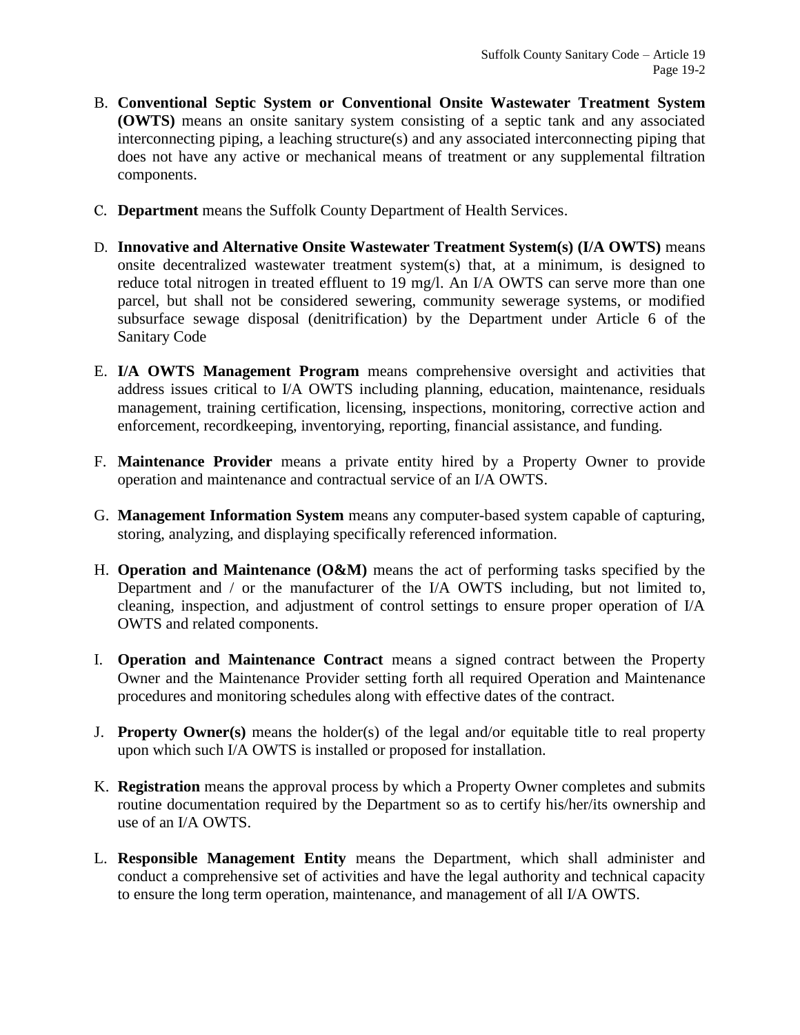B. **Conventional Septic System or Conventional Onsite Wastewater Treatment System (OWTS)** means an onsite sanitary system consisting of a septic tank and any associated interconnecting piping, a leaching structure(s) and any associated interconnecting piping that does not have any active or mechanical means of treatment or any supplemental filtration components.

C. **Department** means the Suffolk County Department of Health Services.

D. **Innovative and Alternative Onsite Wastewater Treatment System(s) (I/A OWTS)** means onsite decentralized wastewater treatment system(s) that, at a minimum, is designed to reduce total nitrogen in treated effluent to 19 mg/l. An I/A OWTS can serve more than one parcel, but shall not be considered sewering, community sewerage systems, or modified subsurface sewage disposal (denitrification) by the Department under Article 6 of the Sanitary Code

E. **I/A OWTS Management Program** means comprehensive oversight and activities that address issues critical to I/A OWTS including planning, education, maintenance, residuals management, training certification, licensing, inspections, monitoring, corrective action and enforcement, recordkeeping, inventorying, reporting, financial assistance, and funding.

F. **Maintenance Provider** means a private entity hired by a Property Owner to provide operation and maintenance and contractual service of an I/A OWTS.

G. **Management Information System** means any computer-based system capable of capturing, storing, analyzing, and displaying specifically referenced information.

H. **Operation and Maintenance (O&M)** means the act of performing tasks specified by the Department and / or the manufacturer of the I/A OWTS including, but not limited to, cleaning, inspection, and adjustment of control settings to ensure proper operation of I/A OWTS and related components.

I. **Operation and Maintenance Contract** means a signed contract between the Property Owner and the Maintenance Provider setting forth all required Operation and Maintenance procedures and monitoring schedules along with effective dates of the contract.

J. **Property Owner(s)** means the holder(s) of the legal and/or equitable title to real property upon which such I/A OWTS is installed or proposed for installation.

K. **Registration** means the approval process by which a Property Owner completes and submits routine documentation required by the Department so as to certify his/her/its ownership and use of an I/A OWTS.

L. **Responsible Management Entity** means the Department, which shall administer and conduct a comprehensive set of activities and have the legal authority and technical capacity to ensure the long term operation, maintenance, and management of all I/A OWTS.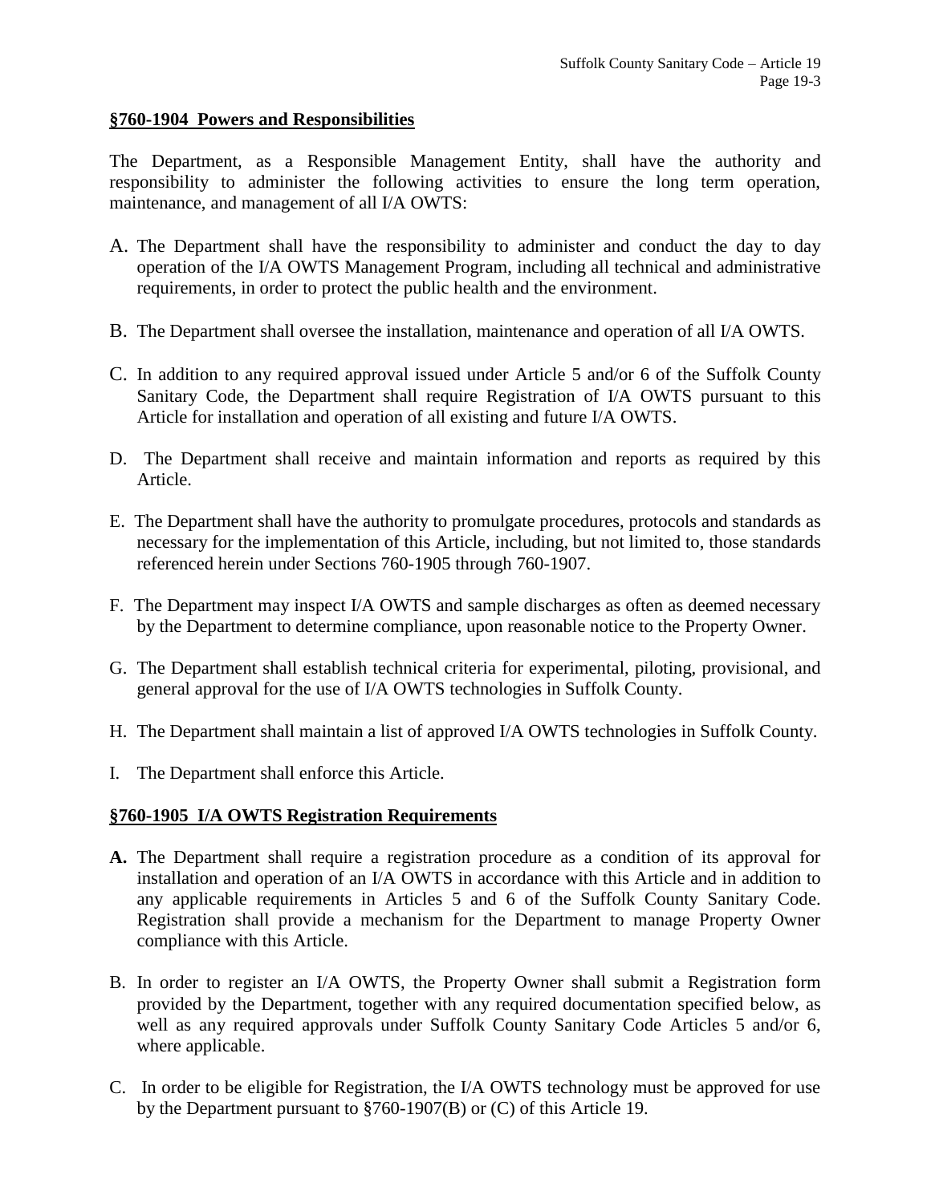### §760-1904 Powers and Responsibilities

The Department, as a Responsible Management Entity, shall have the authority and responsibility to administer the following activities to ensure the long term operation, maintenance, and management of all I/A OWTS:

A. The Department shall have the responsibility to administer and conduct the day to day operation of the I/A OWTS Management Program, including all technical and administrative requirements, in order to protect the public health and the environment.

B. The Department shall oversee the installation, maintenance and operation of all I/A OWTS.

C. In addition to any required approval issued under Article 5 and/or 6 of the Suffolk County Sanitary Code, the Department shall require Registration of I/A OWTS pursuant to this Article for installation and operation of all existing and future I/A OWTS.

D. The Department shall receive and maintain information and reports as required by this Article.

E. The Department shall have the authority to promulgate procedures, protocols and standards as necessary for the implementation of this Article, including, but not limited to, those standards referenced herein under Sections 760-1905 through 760-1907.

F. The Department may inspect I/A OWTS and sample discharges as often as deemed necessary by the Department to determine compliance, upon reasonable notice to the Property Owner.

G. The Department shall establish technical criteria for experimental, piloting, provisional, and general approval for the use of I/A OWTS technologies in Suffolk County.

H. The Department shall maintain a list of approved I/A OWTS technologies in Suffolk County.

I. The Department shall enforce this Article.

### §760-1905 I/A OWTS Registration Requirements

**A.** The Department shall require a registration procedure as a condition of its approval for installation and operation of an I/A OWTS in accordance with this Article and in addition to any applicable requirements in Articles 5 and 6 of the Suffolk County Sanitary Code. Registration shall provide a mechanism for the Department to manage Property Owner compliance with this Article.

B. In order to register an I/A OWTS, the Property Owner shall submit a Registration form provided by the Department, together with any required documentation specified below, as well as any required approvals under Suffolk County Sanitary Code Articles 5 and/or 6, where applicable.

C. In order to be eligible for Registration, the I/A OWTS technology must be approved for use by the Department pursuant to §760-1907(B) or (C) of this Article 19.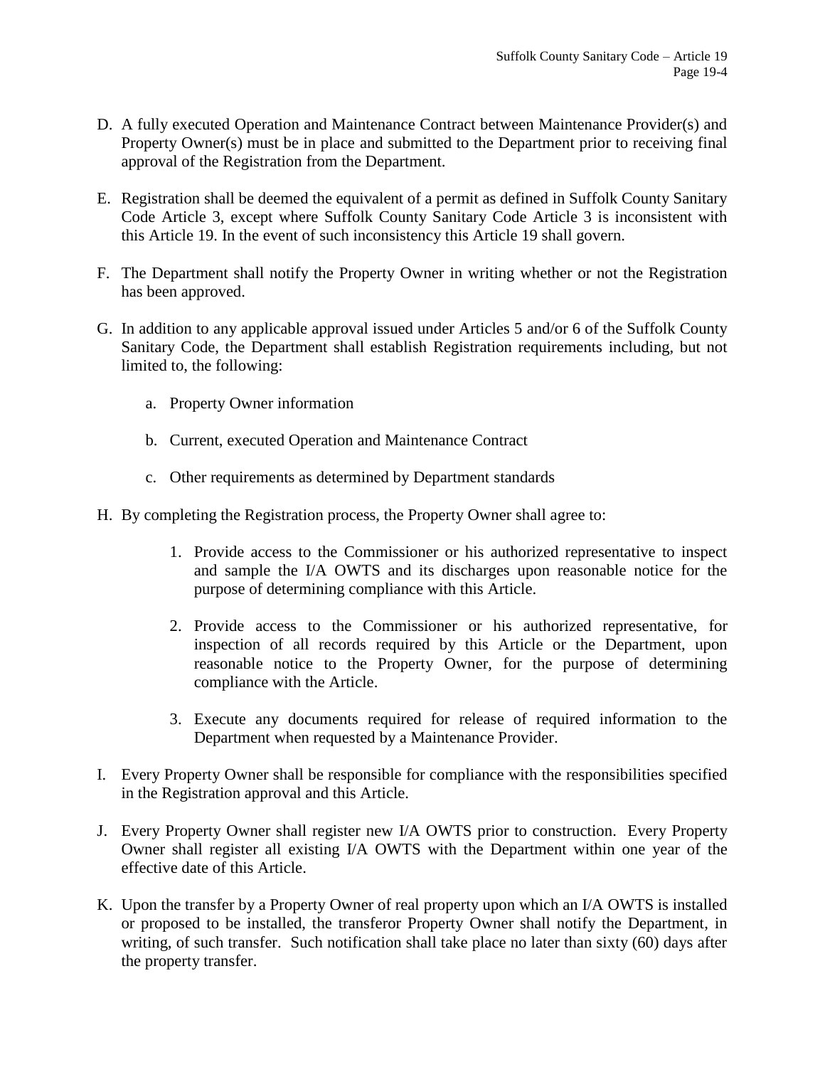D. A fully executed Operation and Maintenance Contract between Maintenance Provider(s) and Property Owner(s) must be in place and submitted to the Department prior to receiving final approval of the Registration from the Department.

E. Registration shall be deemed the equivalent of a permit as defined in Suffolk County Sanitary Code Article 3, except where Suffolk County Sanitary Code Article 3 is inconsistent with this Article 19. In the event of such inconsistency this Article 19 shall govern.

F. The Department shall notify the Property Owner in writing whether or not the Registration has been approved.

G. In addition to any applicable approval issued under Articles 5 and/or 6 of the Suffolk County Sanitary Code, the Department shall establish Registration requirements including, but not limited to, the following:

   a. Property Owner information

   b. Current, executed Operation and Maintenance Contract

   c. Other requirements as determined by Department standards

H. By completing the Registration process, the Property Owner shall agree to:

   1. Provide access to the Commissioner or his authorized representative to inspect and sample the I/A OWTS and its discharges upon reasonable notice for the purpose of determining compliance with this Article.

   2. Provide access to the Commissioner or his authorized representative, for inspection of all records required by this Article or the Department, upon reasonable notice to the Property Owner, for the purpose of determining compliance with the Article.

   3. Execute any documents required for release of required information to the Department when requested by a Maintenance Provider.

I. Every Property Owner shall be responsible for compliance with the responsibilities specified in the Registration approval and this Article.

J. Every Property Owner shall register new I/A OWTS prior to construction. Every Property Owner shall register all existing I/A OWTS with the Department within one year of the effective date of this Article.

K. Upon the transfer by a Property Owner of real property upon which an I/A OWTS is installed or proposed to be installed, the transferor Property Owner shall notify the Department, in writing, of such transfer. Such notification shall take place no later than sixty (60) days after the property transfer.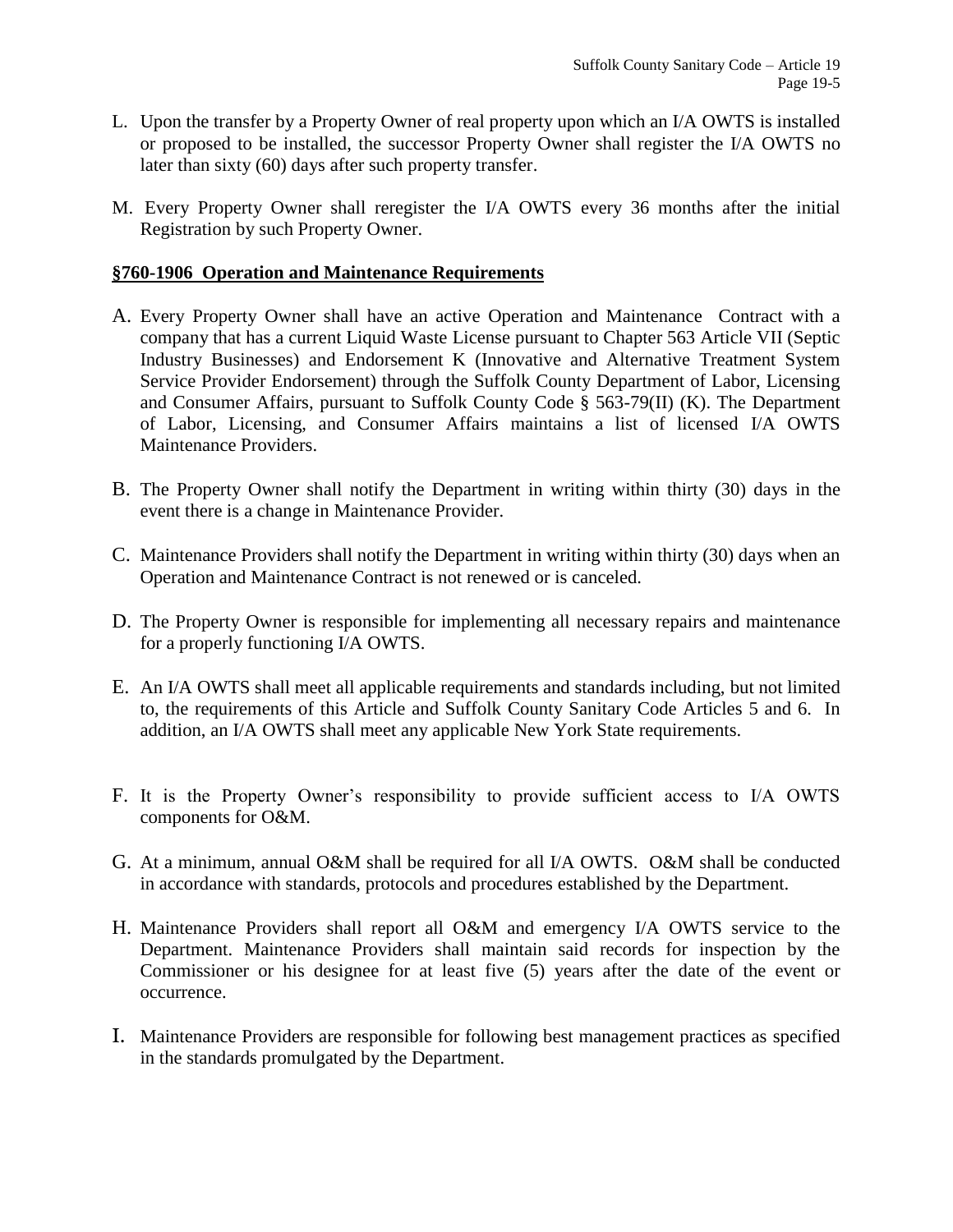L. Upon the transfer by a Property Owner of real property upon which an I/A OWTS is installed or proposed to be installed, the successor Property Owner shall register the I/A OWTS no later than sixty (60) days after such property transfer.

M. Every Property Owner shall reregister the I/A OWTS every 36 months after the initial Registration by such Property Owner.

## §760-1906 Operation and Maintenance Requirements

A. Every Property Owner shall have an active Operation and Maintenance Contract with a company that has a current Liquid Waste License pursuant to Chapter 563 Article VII (Septic Industry Businesses) and Endorsement K (Innovative and Alternative Treatment System Service Provider Endorsement) through the Suffolk County Department of Labor, Licensing and Consumer Affairs, pursuant to Suffolk County Code § 563-79(II) (K). The Department of Labor, Licensing, and Consumer Affairs maintains a list of licensed I/A OWTS Maintenance Providers.

B. The Property Owner shall notify the Department in writing within thirty (30) days in the event there is a change in Maintenance Provider.

C. Maintenance Providers shall notify the Department in writing within thirty (30) days when an Operation and Maintenance Contract is not renewed or is canceled.

D. The Property Owner is responsible for implementing all necessary repairs and maintenance for a properly functioning I/A OWTS.

E. An I/A OWTS shall meet all applicable requirements and standards including, but not limited to, the requirements of this Article and Suffolk County Sanitary Code Articles 5 and 6. In addition, an I/A OWTS shall meet any applicable New York State requirements.

F. It is the Property Owner's responsibility to provide sufficient access to I/A OWTS components for O&M.

G. At a minimum, annual O&M shall be required for all I/A OWTS. O&M shall be conducted in accordance with standards, protocols and procedures established by the Department.

H. Maintenance Providers shall report all O&M and emergency I/A OWTS service to the Department. Maintenance Providers shall maintain said records for inspection by the Commissioner or his designee for at least five (5) years after the date of the event or occurrence.

I. Maintenance Providers are responsible for following best management practices as specified in the standards promulgated by the Department.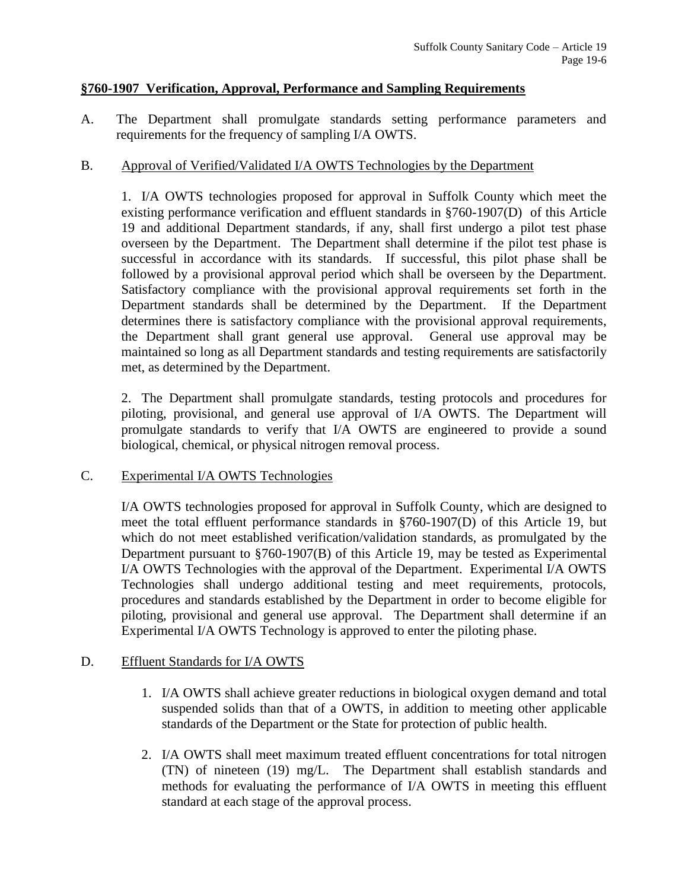## §760-1907 Verification, Approval, Performance and Sampling Requirements

A. The Department shall promulgate standards setting performance parameters and requirements for the frequency of sampling I/A OWTS.

B. Approval of Verified/Validated I/A OWTS Technologies by the Department

1. I/A OWTS technologies proposed for approval in Suffolk County which meet the existing performance verification and effluent standards in §760-1907(D) of this Article 19 and additional Department standards, if any, shall first undergo a pilot test phase overseen by the Department. The Department shall determine if the pilot test phase is successful in accordance with its standards. If successful, this pilot phase shall be followed by a provisional approval period which shall be overseen by the Department. Satisfactory compliance with the provisional approval requirements set forth in the Department standards shall be determined by the Department. If the Department determines there is satisfactory compliance with the provisional approval requirements, the Department shall grant general use approval. General use approval may be maintained so long as all Department standards and testing requirements are satisfactorily met, as determined by the Department.

2. The Department shall promulgate standards, testing protocols and procedures for piloting, provisional, and general use approval of I/A OWTS. The Department will promulgate standards to verify that I/A OWTS are engineered to provide a sound biological, chemical, or physical nitrogen removal process.

C. Experimental I/A OWTS Technologies

I/A OWTS technologies proposed for approval in Suffolk County, which are designed to meet the total effluent performance standards in §760-1907(D) of this Article 19, but which do not meet established verification/validation standards, as promulgated by the Department pursuant to §760-1907(B) of this Article 19, may be tested as Experimental I/A OWTS Technologies with the approval of the Department. Experimental I/A OWTS Technologies shall undergo additional testing and meet requirements, protocols, procedures and standards established by the Department in order to become eligible for piloting, provisional and general use approval. The Department shall determine if an Experimental I/A OWTS Technology is approved to enter the piloting phase.

D. Effluent Standards for I/A OWTS

1. I/A OWTS shall achieve greater reductions in biological oxygen demand and total suspended solids than that of a OWTS, in addition to meeting other applicable standards of the Department or the State for protection of public health.

2. I/A OWTS shall meet maximum treated effluent concentrations for total nitrogen (TN) of nineteen (19) mg/L. The Department shall establish standards and methods for evaluating the performance of I/A OWTS in meeting this effluent standard at each stage of the approval process.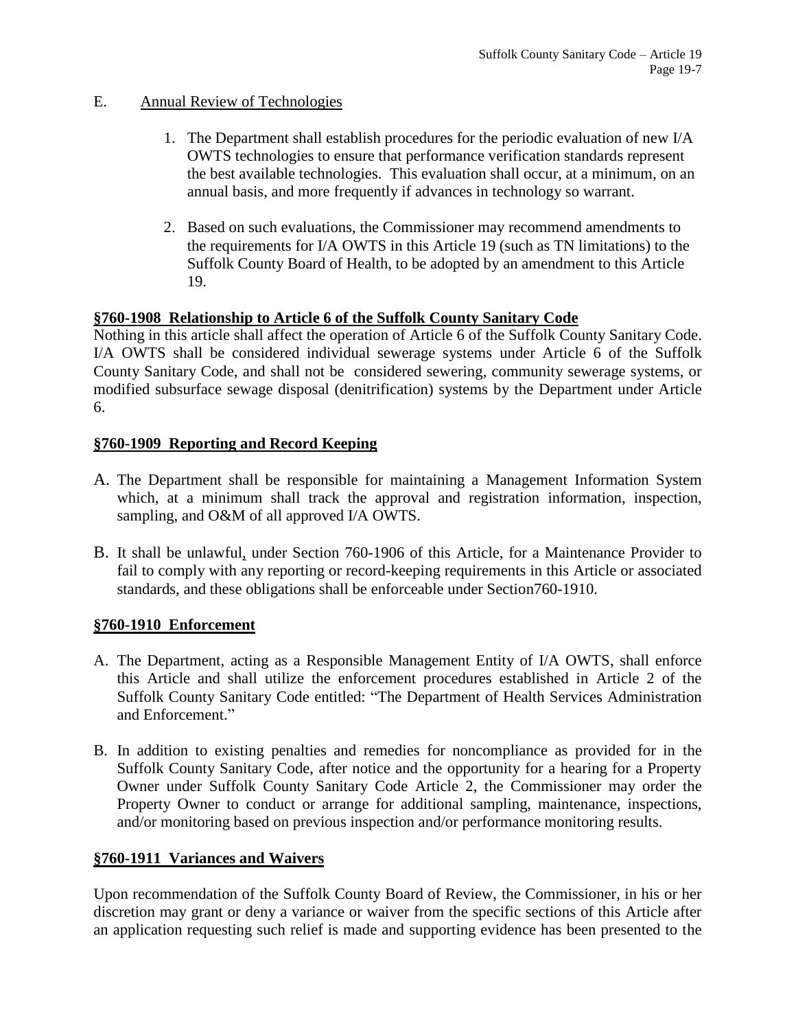E. Annual Review of Technologies

1. The Department shall establish procedures for the periodic evaluation of new I/A OWTS technologies to ensure that performance verification standards represent the best available technologies. This evaluation shall occur, at a minimum, on an annual basis, and more frequently if advances in technology so warrant.

2. Based on such evaluations, the Commissioner may recommend amendments to the requirements for I/A OWTS in this Article 19 (such as TN limitations) to the Suffolk County Board of Health, to be adopted by an amendment to this Article 19.

**§760-1908 Relationship to Article 6 of the Suffolk County Sanitary Code**

Nothing in this article shall affect the operation of Article 6 of the Suffolk County Sanitary Code. I/A OWTS shall be considered individual sewerage systems under Article 6 of the Suffolk County Sanitary Code, and shall not be considered sewering, community sewerage systems, or modified subsurface sewage disposal (denitrification) systems by the Department under Article 6.

**§760-1909 Reporting and Record Keeping**

A. The Department shall be responsible for maintaining a Management Information System which, at a minimum shall track the approval and registration information, inspection, sampling, and O&M of all approved I/A OWTS.

B. It shall be unlawful, under Section 760-1906 of this Article, for a Maintenance Provider to fail to comply with any reporting or record-keeping requirements in this Article or associated standards, and these obligations shall be enforceable under Section760-1910.

**§760-1910 Enforcement**

A. The Department, acting as a Responsible Management Entity of I/A OWTS, shall enforce this Article and shall utilize the enforcement procedures established in Article 2 of the Suffolk County Sanitary Code entitled: "The Department of Health Services Administration and Enforcement."

B. In addition to existing penalties and remedies for noncompliance as provided for in the Suffolk County Sanitary Code, after notice and the opportunity for a hearing for a Property Owner under Suffolk County Sanitary Code Article 2, the Commissioner may order the Property Owner to conduct or arrange for additional sampling, maintenance, inspections, and/or monitoring based on previous inspection and/or performance monitoring results.

**§760-1911 Variances and Waivers**

Upon recommendation of the Suffolk County Board of Review, the Commissioner, in his or her discretion may grant or deny a variance or waiver from the specific sections of this Article after an application requesting such relief is made and supporting evidence has been presented to the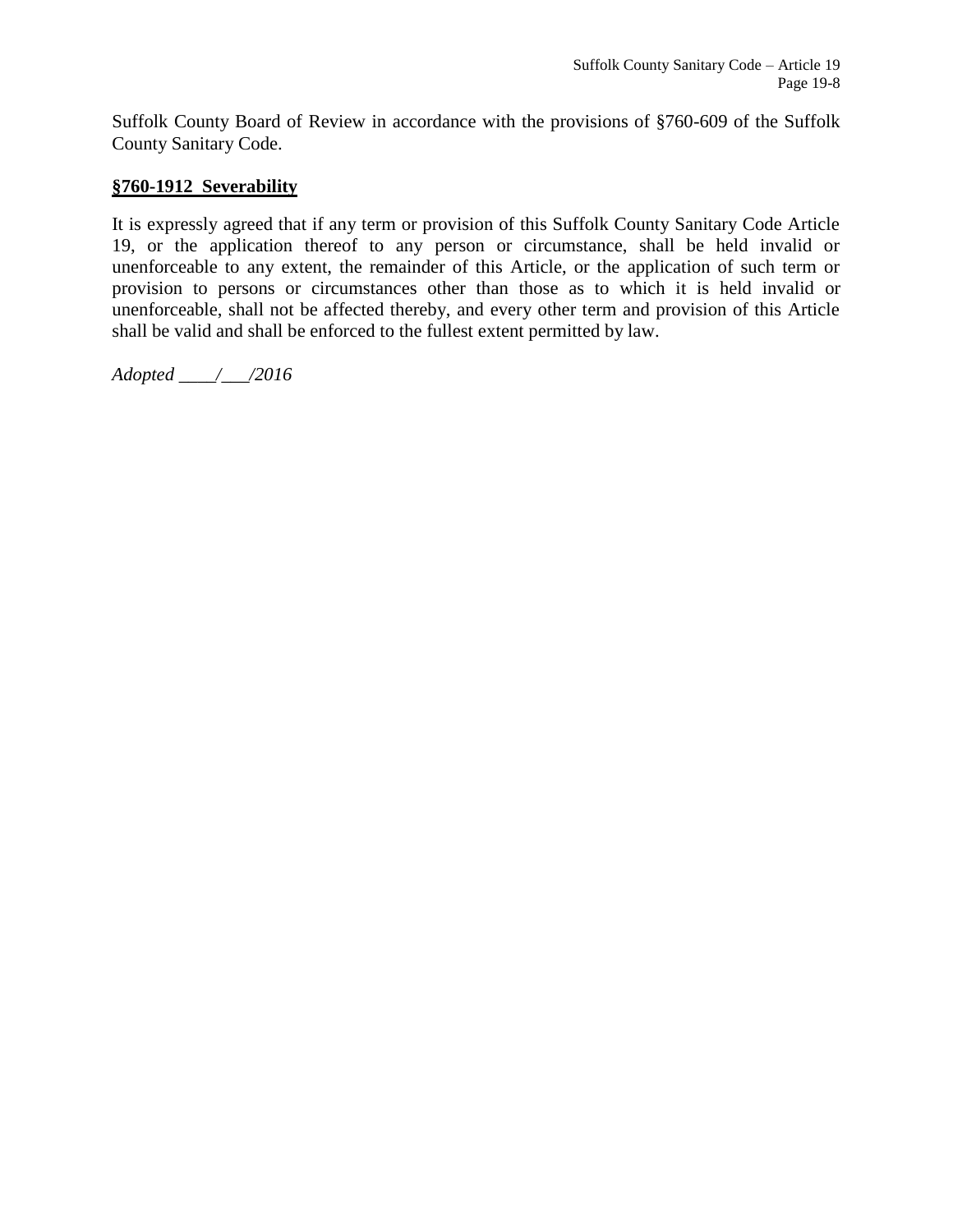Suffolk County Board of Review in accordance with the provisions of §760-609 of the Suffolk County Sanitary Code.

**§760-1912 Severability**

It is expressly agreed that if any term or provision of this Suffolk County Sanitary Code Article 19, or the application thereof to any person or circumstance, shall be held invalid or unenforceable to any extent, the remainder of this Article, or the application of such term or provision to persons or circumstances other than those as to which it is held invalid or unenforceable, shall not be affected thereby, and every other term and provision of this Article shall be valid and shall be enforced to the fullest extent permitted by law.

*Adopted ____/___/2016*